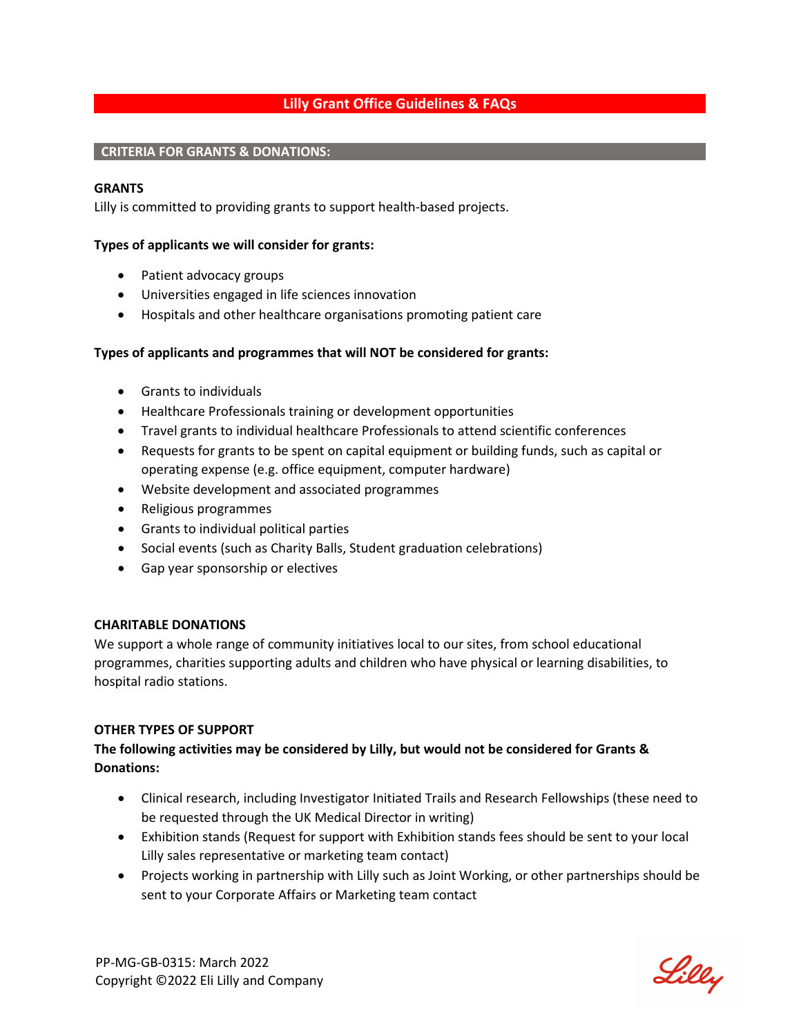# Lilly Grant Office Guidelines & FAQs

## CRITERIA FOR GRANTS & DONATIONS:

### GRANTS

Lilly is committed to providing grants to support health-based projects.

**Types of applicants we will consider for grants:**

- Patient advocacy groups
- Universities engaged in life sciences innovation
- Hospitals and other healthcare organisations promoting patient care

**Types of applicants and programmes that will NOT be considered for grants:**

- Grants to individuals
- Healthcare Professionals training or development opportunities
- Travel grants to individual healthcare Professionals to attend scientific conferences
- Requests for grants to be spent on capital equipment or building funds, such as capital or operating expense (e.g. office equipment, computer hardware)
- Website development and associated programmes
- Religious programmes
- Grants to individual political parties
- Social events (such as Charity Balls, Student graduation celebrations)
- Gap year sponsorship or electives

### CHARITABLE DONATIONS

We support a whole range of community initiatives local to our sites, from school educational programmes, charities supporting adults and children who have physical or learning disabilities, to hospital radio stations.

### OTHER TYPES OF SUPPORT

**The following activities may be considered by Lilly, but would not be considered for Grants & Donations:**

- Clinical research, including Investigator Initiated Trails and Research Fellowships (these need to be requested through the UK Medical Director in writing)
- Exhibition stands (Request for support with Exhibition stands fees should be sent to your local Lilly sales representative or marketing team contact)
- Projects working in partnership with Lilly such as Joint Working, or other partnerships should be sent to your Corporate Affairs or Marketing team contact

PP-MG-GB-0315: March 2022
Copyright ©2022 Eli Lilly and Company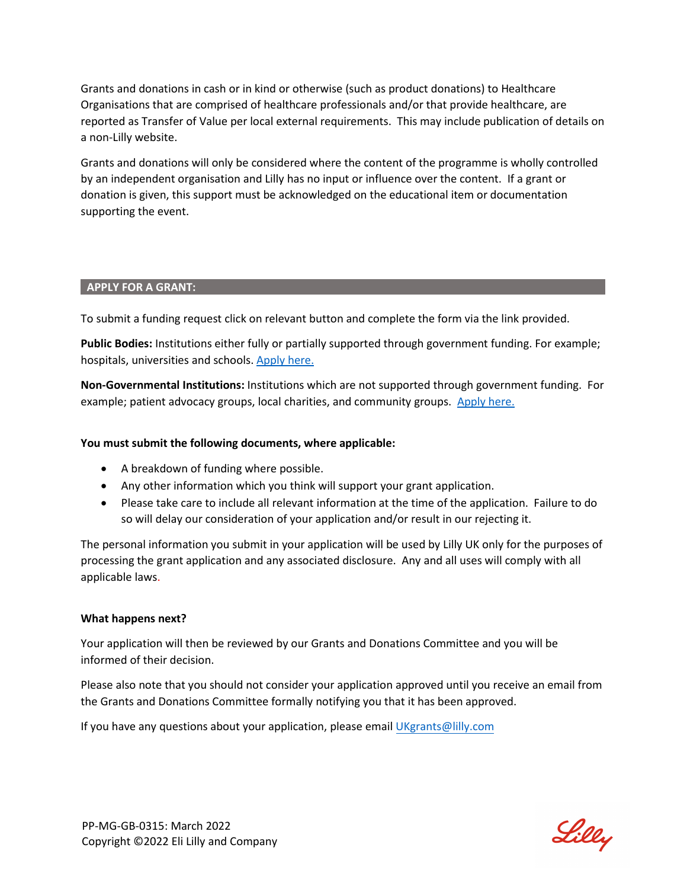Grants and donations in cash or in kind or otherwise (such as product donations) to Healthcare Organisations that are comprised of healthcare professionals and/or that provide healthcare, are reported as Transfer of Value per local external requirements. This may include publication of details on a non-Lilly website.

Grants and donations will only be considered where the content of the programme is wholly controlled by an independent organisation and Lilly has no input or influence over the content. If a grant or donation is given, this support must be acknowledged on the educational item or documentation supporting the event.

## APPLY FOR A GRANT:

To submit a funding request click on relevant button and complete the form via the link provided.

**Public Bodies:** Institutions either fully or partially supported through government funding. For example; hospitals, universities and schools. Apply here.

**Non-Governmental Institutions:** Institutions which are not supported through government funding. For example; patient advocacy groups, local charities, and community groups. Apply here.

**You must submit the following documents, where applicable:**

- A breakdown of funding where possible.
- Any other information which you think will support your grant application.
- Please take care to include all relevant information at the time of the application. Failure to do so will delay our consideration of your application and/or result in our rejecting it.

The personal information you submit in your application will be used by Lilly UK only for the purposes of processing the grant application and any associated disclosure. Any and all uses will comply with all applicable laws.

**What happens next?**

Your application will then be reviewed by our Grants and Donations Committee and you will be informed of their decision.

Please also note that you should not consider your application approved until you receive an email from the Grants and Donations Committee formally notifying you that it has been approved.

If you have any questions about your application, please email UKgrants@lilly.com

PP-MG-GB-0315: March 2022
Copyright ©2022 Eli Lilly and Company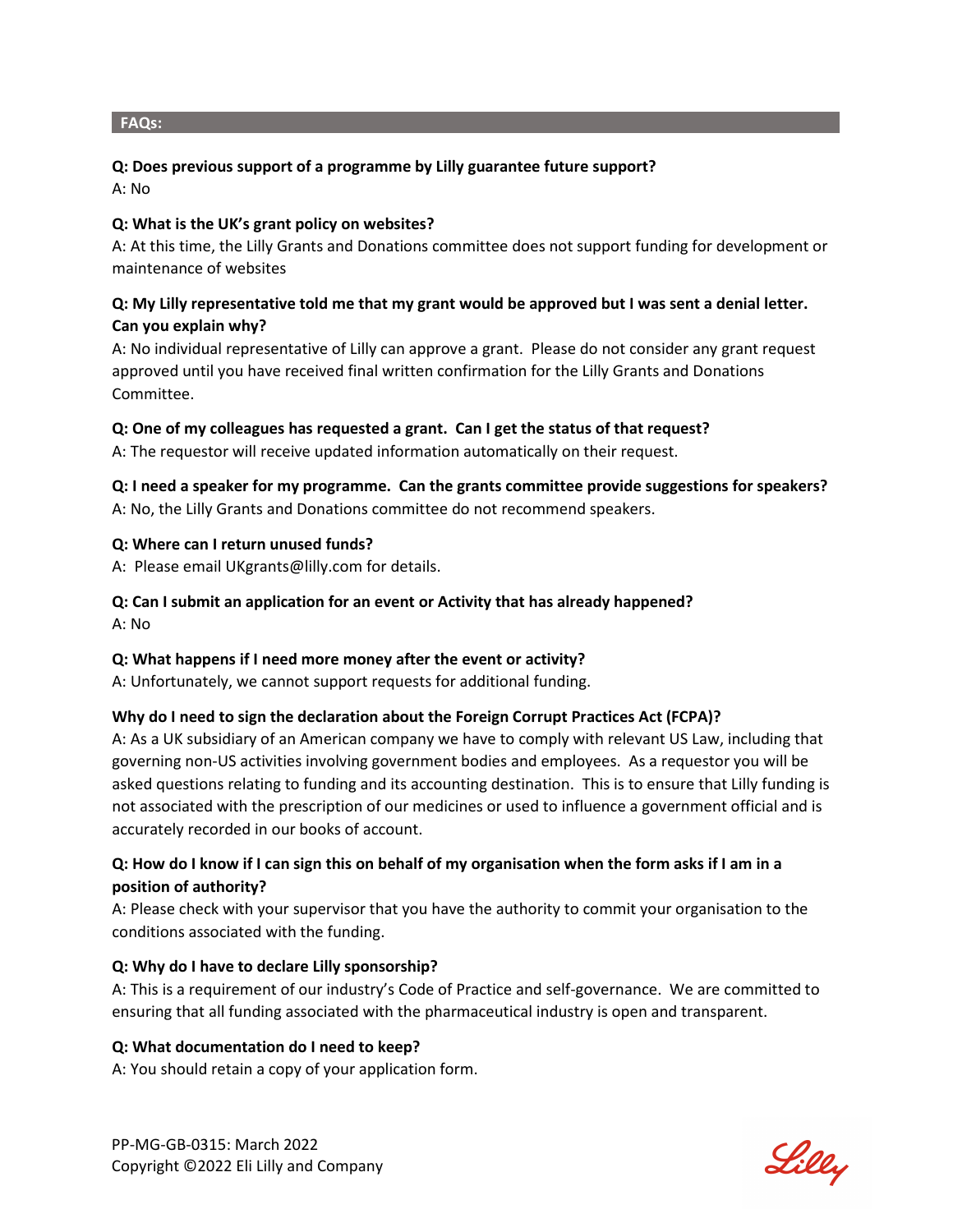## FAQs:

**Q: Does previous support of a programme by Lilly guarantee future support?**
A: No

**Q: What is the UK's grant policy on websites?**
A: At this time, the Lilly Grants and Donations committee does not support funding for development or maintenance of websites

**Q: My Lilly representative told me that my grant would be approved but I was sent a denial letter. Can you explain why?**
A: No individual representative of Lilly can approve a grant. Please do not consider any grant request approved until you have received final written confirmation for the Lilly Grants and Donations Committee.

**Q: One of my colleagues has requested a grant. Can I get the status of that request?**
A: The requestor will receive updated information automatically on their request.

**Q: I need a speaker for my programme. Can the grants committee provide suggestions for speakers?**
A: No, the Lilly Grants and Donations committee do not recommend speakers.

**Q: Where can I return unused funds?**
A: Please email UKgrants@lilly.com for details.

**Q: Can I submit an application for an event or Activity that has already happened?**
A: No

**Q: What happens if I need more money after the event or activity?**
A: Unfortunately, we cannot support requests for additional funding.

**Why do I need to sign the declaration about the Foreign Corrupt Practices Act (FCPA)?**
A: As a UK subsidiary of an American company we have to comply with relevant US Law, including that governing non-US activities involving government bodies and employees. As a requestor you will be asked questions relating to funding and its accounting destination. This is to ensure that Lilly funding is not associated with the prescription of our medicines or used to influence a government official and is accurately recorded in our books of account.

**Q: How do I know if I can sign this on behalf of my organisation when the form asks if I am in a position of authority?**
A: Please check with your supervisor that you have the authority to commit your organisation to the conditions associated with the funding.

**Q: Why do I have to declare Lilly sponsorship?**
A: This is a requirement of our industry's Code of Practice and self-governance. We are committed to ensuring that all funding associated with the pharmaceutical industry is open and transparent.

**Q: What documentation do I need to keep?**
A: You should retain a copy of your application form.

PP-MG-GB-0315: March 2022
Copyright ©2022 Eli Lilly and Company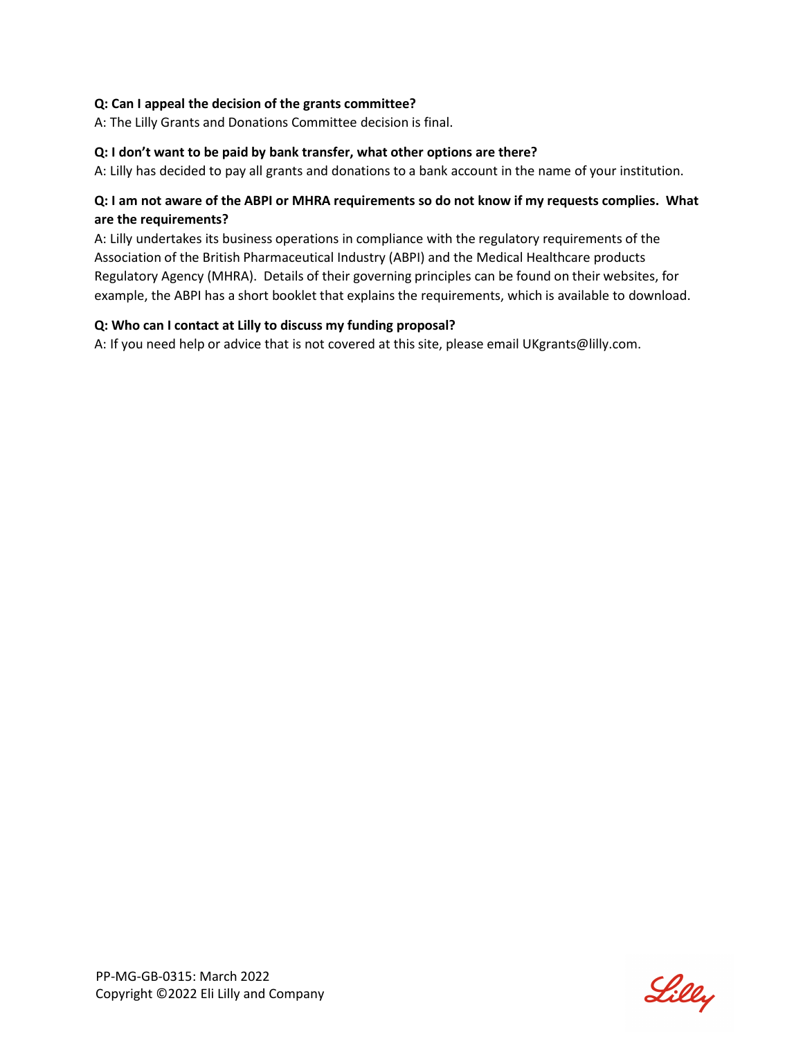**Q: Can I appeal the decision of the grants committee?**

A: The Lilly Grants and Donations Committee decision is final.

**Q: I don't want to be paid by bank transfer, what other options are there?**

A: Lilly has decided to pay all grants and donations to a bank account in the name of your institution.

**Q: I am not aware of the ABPI or MHRA requirements so do not know if my requests complies. What are the requirements?**

A: Lilly undertakes its business operations in compliance with the regulatory requirements of the Association of the British Pharmaceutical Industry (ABPI) and the Medical Healthcare products Regulatory Agency (MHRA). Details of their governing principles can be found on their websites, for example, the ABPI has a short booklet that explains the requirements, which is available to download.

**Q: Who can I contact at Lilly to discuss my funding proposal?**

A: If you need help or advice that is not covered at this site, please email UKgrants@lilly.com.

PP-MG-GB-0315: March 2022
Copyright ©2022 Eli Lilly and Company